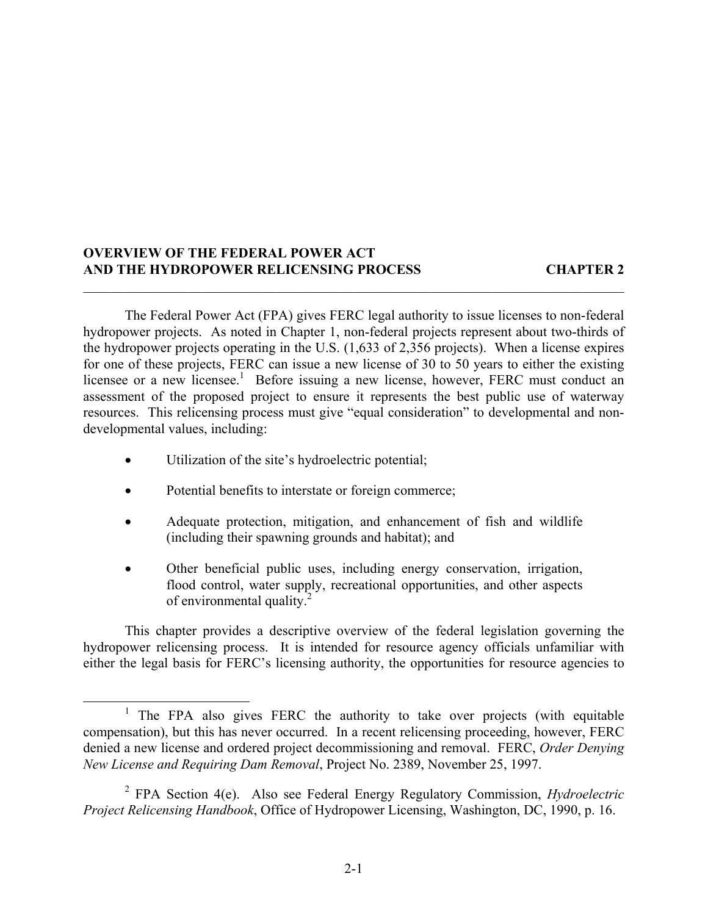## OVERVIEW OF THE FEDERAL POWER ACT AND THE HYDROPOWER RELICENSING PROCESS — CHAPTER 2

The Federal Power Act (FPA) gives FERC legal authority to issue licenses to non-federal hydropower projects. As noted in Chapter 1, non-federal projects represent about two-thirds of the hydropower projects operating in the U.S. (1,633 of 2,356 projects). When a license expires for one of these projects, FERC can issue a new license of 30 to 50 years to either the existing licensee or a new licensee.[1] Before issuing a new license, however, FERC must conduct an assessment of the proposed project to ensure it represents the best public use of waterway resources. This relicensing process must give "equal consideration" to developmental and non-developmental values, including:

- Utilization of the site's hydroelectric potential;
- Potential benefits to interstate or foreign commerce;
- Adequate protection, mitigation, and enhancement of fish and wildlife (including their spawning grounds and habitat); and
- Other beneficial public uses, including energy conservation, irrigation, flood control, water supply, recreational opportunities, and other aspects of environmental quality.[2]

This chapter provides a descriptive overview of the federal legislation governing the hydropower relicensing process. It is intended for resource agency officials unfamiliar with either the legal basis for FERC's licensing authority, the opportunities for resource agencies to

---

[1] The FPA also gives FERC the authority to take over projects (with equitable compensation), but this has never occurred. In a recent relicensing proceeding, however, FERC denied a new license and ordered project decommissioning and removal. FERC, *Order Denying New License and Requiring Dam Removal*, Project No. 2389, November 25, 1997.

[2] FPA Section 4(e). Also see Federal Energy Regulatory Commission, *Hydroelectric Project Relicensing Handbook*, Office of Hydropower Licensing, Washington, DC, 1990, p. 16.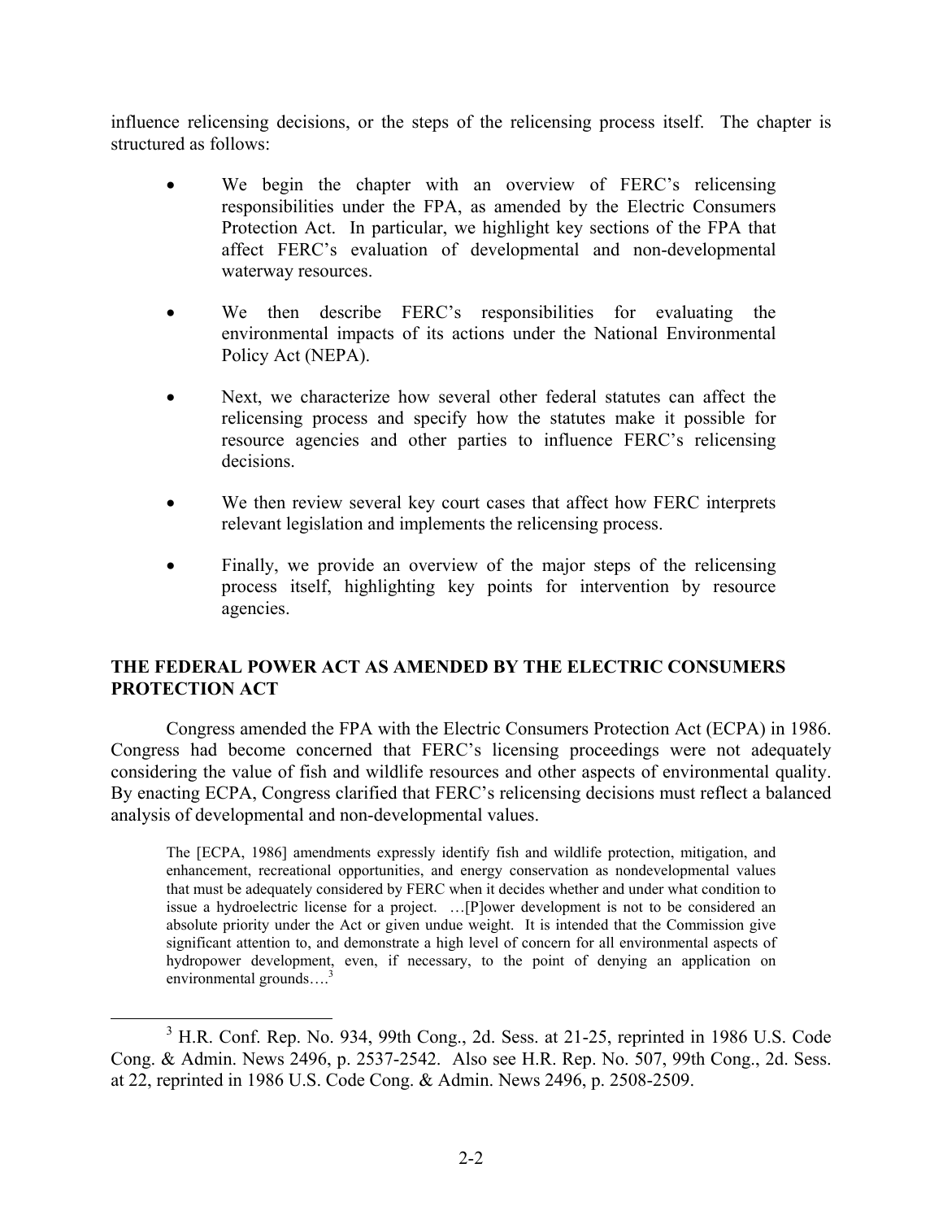influence relicensing decisions, or the steps of the relicensing process itself. The chapter is structured as follows:

- We begin the chapter with an overview of FERC's relicensing responsibilities under the FPA, as amended by the Electric Consumers Protection Act. In particular, we highlight key sections of the FPA that affect FERC's evaluation of developmental and non-developmental waterway resources.
- We then describe FERC's responsibilities for evaluating the environmental impacts of its actions under the National Environmental Policy Act (NEPA).
- Next, we characterize how several other federal statutes can affect the relicensing process and specify how the statutes make it possible for resource agencies and other parties to influence FERC's relicensing decisions.
- We then review several key court cases that affect how FERC interprets relevant legislation and implements the relicensing process.
- Finally, we provide an overview of the major steps of the relicensing process itself, highlighting key points for intervention by resource agencies.

## THE FEDERAL POWER ACT AS AMENDED BY THE ELECTRIC CONSUMERS PROTECTION ACT

Congress amended the FPA with the Electric Consumers Protection Act (ECPA) in 1986. Congress had become concerned that FERC's licensing proceedings were not adequately considering the value of fish and wildlife resources and other aspects of environmental quality. By enacting ECPA, Congress clarified that FERC's relicensing decisions must reflect a balanced analysis of developmental and non-developmental values.

> The [ECPA, 1986] amendments expressly identify fish and wildlife protection, mitigation, and enhancement, recreational opportunities, and energy conservation as nondevelopmental values that must be adequately considered by FERC when it decides whether and under what condition to issue a hydroelectric license for a project. …[P]ower development is not to be considered an absolute priority under the Act or given undue weight. It is intended that the Commission give significant attention to, and demonstrate a high level of concern for all environmental aspects of hydropower development, even, if necessary, to the point of denying an application on environmental grounds….[3]

[3] H.R. Conf. Rep. No. 934, 99th Cong., 2d. Sess. at 21-25, reprinted in 1986 U.S. Code Cong. & Admin. News 2496, p. 2537-2542. Also see H.R. Rep. No. 507, 99th Cong., 2d. Sess. at 22, reprinted in 1986 U.S. Code Cong. & Admin. News 2496, p. 2508-2509.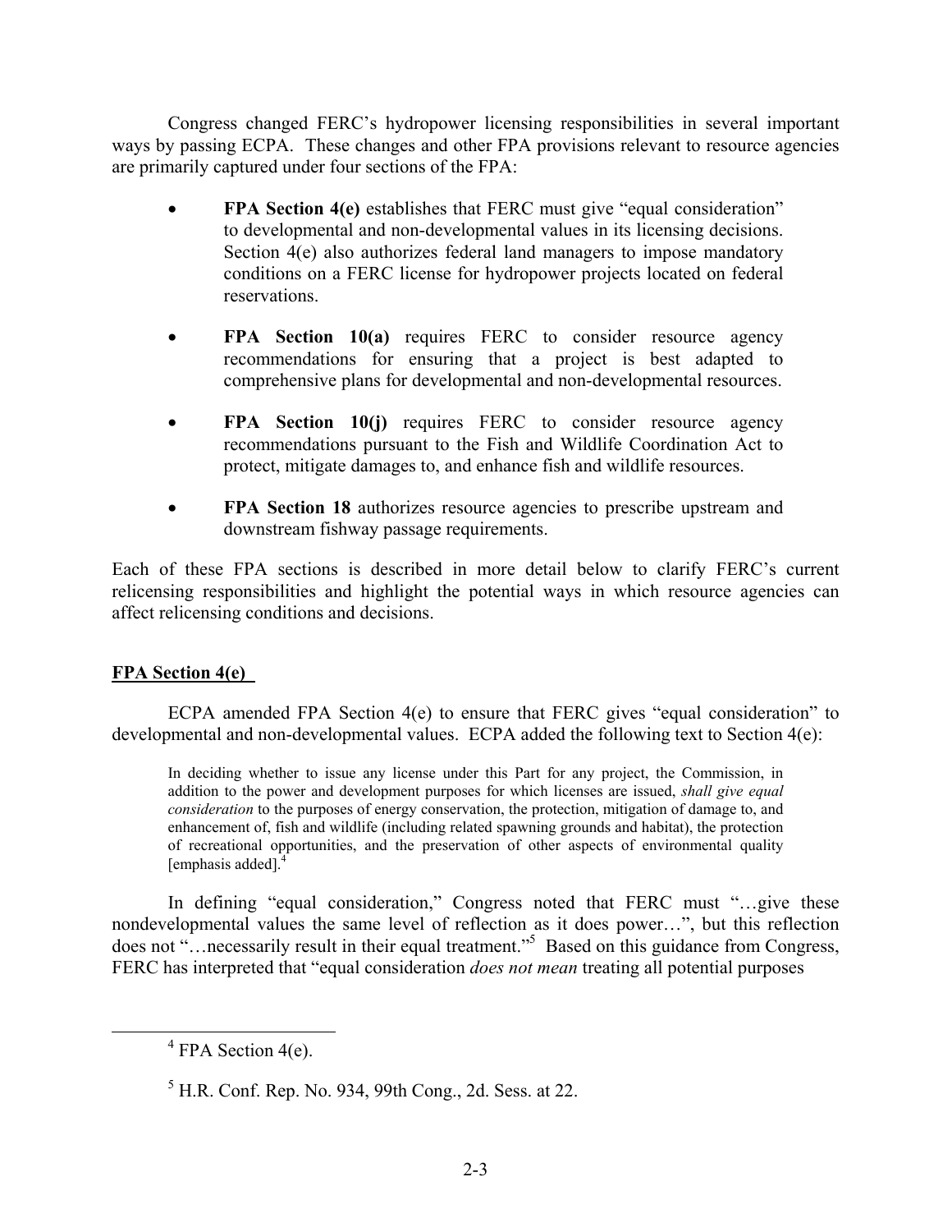Congress changed FERC's hydropower licensing responsibilities in several important ways by passing ECPA. These changes and other FPA provisions relevant to resource agencies are primarily captured under four sections of the FPA:

- **FPA Section 4(e)** establishes that FERC must give "equal consideration" to developmental and non-developmental values in its licensing decisions. Section 4(e) also authorizes federal land managers to impose mandatory conditions on a FERC license for hydropower projects located on federal reservations.
- **FPA Section 10(a)** requires FERC to consider resource agency recommendations for ensuring that a project is best adapted to comprehensive plans for developmental and non-developmental resources.
- **FPA Section 10(j)** requires FERC to consider resource agency recommendations pursuant to the Fish and Wildlife Coordination Act to protect, mitigate damages to, and enhance fish and wildlife resources.
- **FPA Section 18** authorizes resource agencies to prescribe upstream and downstream fishway passage requirements.

Each of these FPA sections is described in more detail below to clarify FERC's current relicensing responsibilities and highlight the potential ways in which resource agencies can affect relicensing conditions and decisions.

**FPA Section 4(e)**

ECPA amended FPA Section 4(e) to ensure that FERC gives "equal consideration" to developmental and non-developmental values. ECPA added the following text to Section 4(e):

> In deciding whether to issue any license under this Part for any project, the Commission, in addition to the power and development purposes for which licenses are issued, *shall give equal consideration* to the purposes of energy conservation, the protection, mitigation of damage to, and enhancement of, fish and wildlife (including related spawning grounds and habitat), the protection of recreational opportunities, and the preservation of other aspects of environmental quality [emphasis added].[4]

In defining "equal consideration," Congress noted that FERC must "…give these nondevelopmental values the same level of reflection as it does power…", but this reflection does not "…necessarily result in their equal treatment."[5] Based on this guidance from Congress, FERC has interpreted that "equal consideration *does not mean* treating all potential purposes

---

[4] FPA Section 4(e).

[5] H.R. Conf. Rep. No. 934, 99th Cong., 2d. Sess. at 22.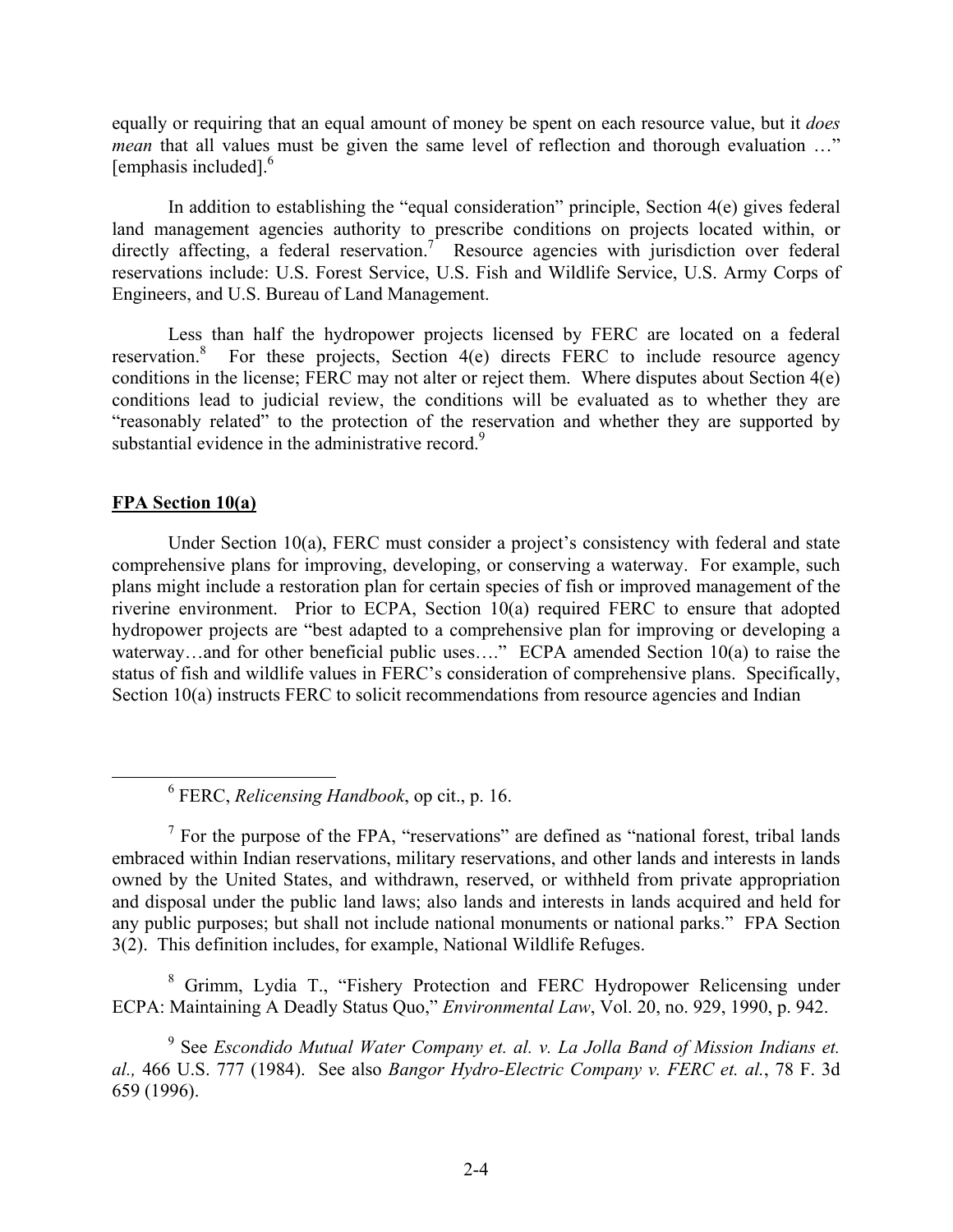equally or requiring that an equal amount of money be spent on each resource value, but it *does mean* that all values must be given the same level of reflection and thorough evaluation …" [emphasis included].[6]

In addition to establishing the "equal consideration" principle, Section 4(e) gives federal land management agencies authority to prescribe conditions on projects located within, or directly affecting, a federal reservation.[7] Resource agencies with jurisdiction over federal reservations include: U.S. Forest Service, U.S. Fish and Wildlife Service, U.S. Army Corps of Engineers, and U.S. Bureau of Land Management.

Less than half the hydropower projects licensed by FERC are located on a federal reservation.[8] For these projects, Section 4(e) directs FERC to include resource agency conditions in the license; FERC may not alter or reject them. Where disputes about Section 4(e) conditions lead to judicial review, the conditions will be evaluated as to whether they are "reasonably related" to the protection of the reservation and whether they are supported by substantial evidence in the administrative record.[9]

**FPA Section 10(a)**

Under Section 10(a), FERC must consider a project's consistency with federal and state comprehensive plans for improving, developing, or conserving a waterway. For example, such plans might include a restoration plan for certain species of fish or improved management of the riverine environment. Prior to ECPA, Section 10(a) required FERC to ensure that adopted hydropower projects are "best adapted to a comprehensive plan for improving or developing a waterway…and for other beneficial public uses…." ECPA amended Section 10(a) to raise the status of fish and wildlife values in FERC's consideration of comprehensive plans. Specifically, Section 10(a) instructs FERC to solicit recommendations from resource agencies and Indian

---

[6] FERC, *Relicensing Handbook*, op cit., p. 16.

[7] For the purpose of the FPA, "reservations" are defined as "national forest, tribal lands embraced within Indian reservations, military reservations, and other lands and interests in lands owned by the United States, and withdrawn, reserved, or withheld from private appropriation and disposal under the public land laws; also lands and interests in lands acquired and held for any public purposes; but shall not include national monuments or national parks." FPA Section 3(2). This definition includes, for example, National Wildlife Refuges.

[8] Grimm, Lydia T., "Fishery Protection and FERC Hydropower Relicensing under ECPA: Maintaining A Deadly Status Quo," *Environmental Law*, Vol. 20, no. 929, 1990, p. 942.

[9] See *Escondido Mutual Water Company et. al. v. La Jolla Band of Mission Indians et. al.,* 466 U.S. 777 (1984). See also *Bangor Hydro-Electric Company v. FERC et. al.*, 78 F. 3d 659 (1996).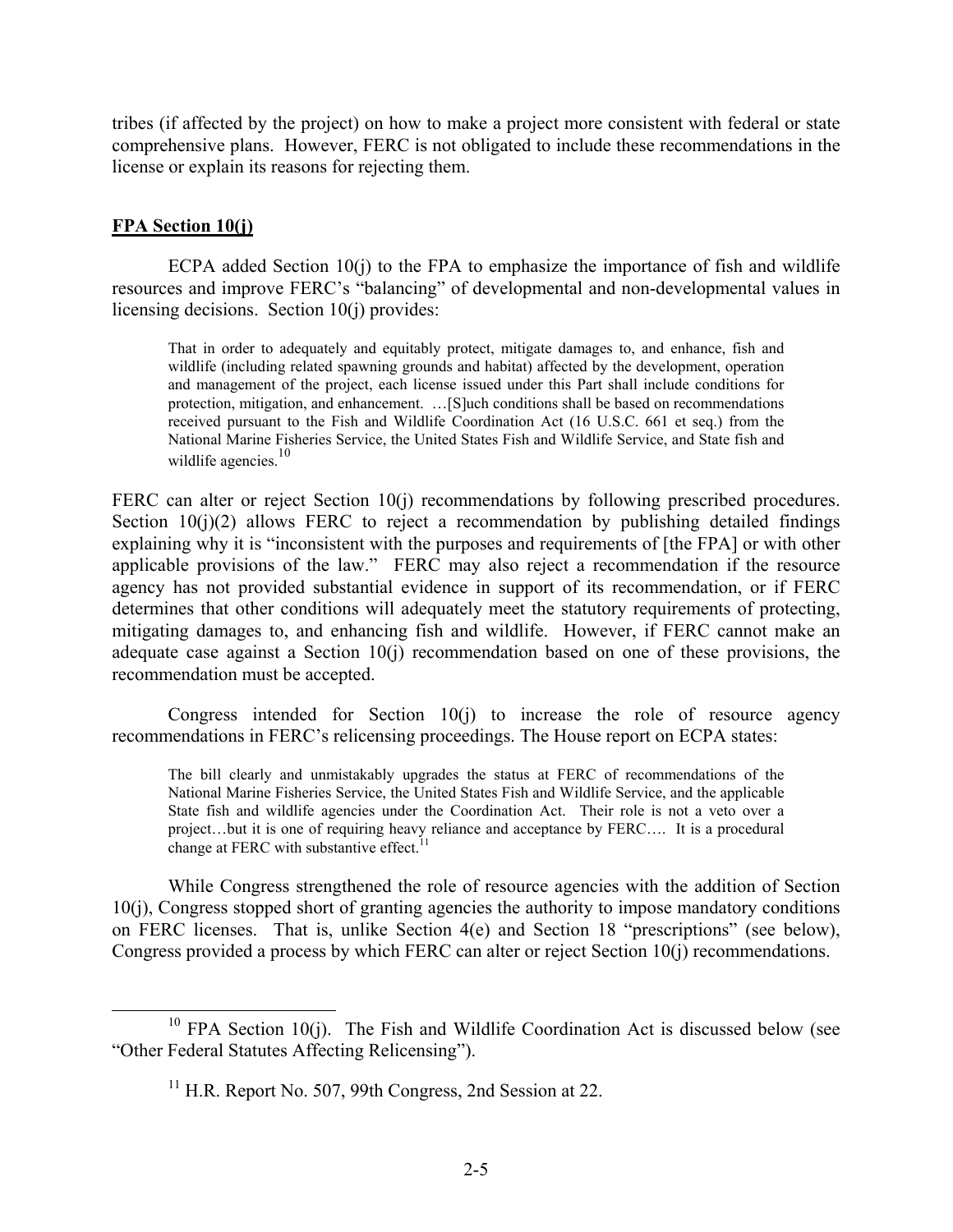tribes (if affected by the project) on how to make a project more consistent with federal or state comprehensive plans. However, FERC is not obligated to include these recommendations in the license or explain its reasons for rejecting them.

**FPA Section 10(j)**

ECPA added Section 10(j) to the FPA to emphasize the importance of fish and wildlife resources and improve FERC's "balancing" of developmental and non-developmental values in licensing decisions. Section 10(j) provides:

> That in order to adequately and equitably protect, mitigate damages to, and enhance, fish and wildlife (including related spawning grounds and habitat) affected by the development, operation and management of the project, each license issued under this Part shall include conditions for protection, mitigation, and enhancement. …[S]uch conditions shall be based on recommendations received pursuant to the Fish and Wildlife Coordination Act (16 U.S.C. 661 et seq.) from the National Marine Fisheries Service, the United States Fish and Wildlife Service, and State fish and wildlife agencies.[10]

FERC can alter or reject Section 10(j) recommendations by following prescribed procedures. Section 10(j)(2) allows FERC to reject a recommendation by publishing detailed findings explaining why it is "inconsistent with the purposes and requirements of [the FPA] or with other applicable provisions of the law." FERC may also reject a recommendation if the resource agency has not provided substantial evidence in support of its recommendation, or if FERC determines that other conditions will adequately meet the statutory requirements of protecting, mitigating damages to, and enhancing fish and wildlife. However, if FERC cannot make an adequate case against a Section 10(j) recommendation based on one of these provisions, the recommendation must be accepted.

Congress intended for Section 10(j) to increase the role of resource agency recommendations in FERC's relicensing proceedings. The House report on ECPA states:

> The bill clearly and unmistakably upgrades the status at FERC of recommendations of the National Marine Fisheries Service, the United States Fish and Wildlife Service, and the applicable State fish and wildlife agencies under the Coordination Act. Their role is not a veto over a project…but it is one of requiring heavy reliance and acceptance by FERC…. It is a procedural change at FERC with substantive effect.[11]

While Congress strengthened the role of resource agencies with the addition of Section 10(j), Congress stopped short of granting agencies the authority to impose mandatory conditions on FERC licenses. That is, unlike Section 4(e) and Section 18 "prescriptions" (see below), Congress provided a process by which FERC can alter or reject Section 10(j) recommendations.

---

[10] FPA Section 10(j). The Fish and Wildlife Coordination Act is discussed below (see "Other Federal Statutes Affecting Relicensing").

[11] H.R. Report No. 507, 99th Congress, 2nd Session at 22.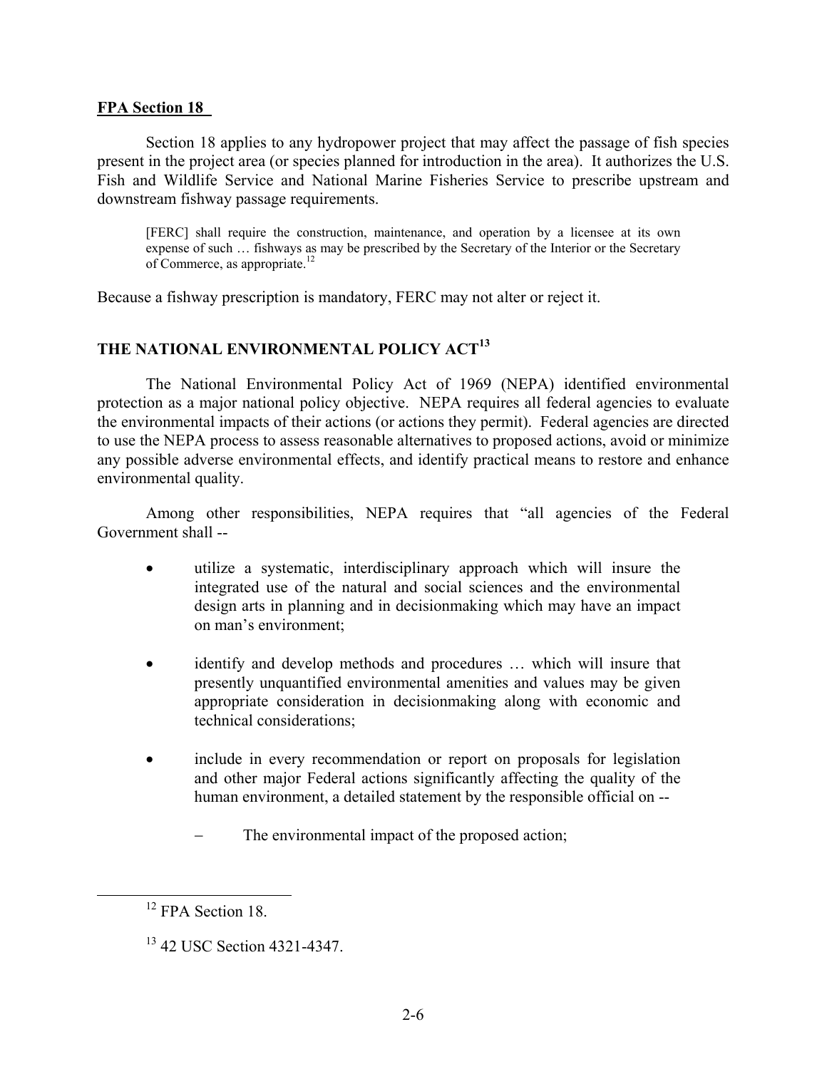**FPA Section 18**

Section 18 applies to any hydropower project that may affect the passage of fish species present in the project area (or species planned for introduction in the area). It authorizes the U.S. Fish and Wildlife Service and National Marine Fisheries Service to prescribe upstream and downstream fishway passage requirements.

> [FERC] shall require the construction, maintenance, and operation by a licensee at its own expense of such … fishways as may be prescribed by the Secretary of the Interior or the Secretary of Commerce, as appropriate.[12]

Because a fishway prescription is mandatory, FERC may not alter or reject it.

## THE NATIONAL ENVIRONMENTAL POLICY ACT[13]

The National Environmental Policy Act of 1969 (NEPA) identified environmental protection as a major national policy objective. NEPA requires all federal agencies to evaluate the environmental impacts of their actions (or actions they permit). Federal agencies are directed to use the NEPA process to assess reasonable alternatives to proposed actions, avoid or minimize any possible adverse environmental effects, and identify practical means to restore and enhance environmental quality.

Among other responsibilities, NEPA requires that "all agencies of the Federal Government shall --

- utilize a systematic, interdisciplinary approach which will insure the integrated use of the natural and social sciences and the environmental design arts in planning and in decisionmaking which may have an impact on man's environment;
- identify and develop methods and procedures … which will insure that presently unquantified environmental amenities and values may be given appropriate consideration in decisionmaking along with economic and technical considerations;
- include in every recommendation or report on proposals for legislation and other major Federal actions significantly affecting the quality of the human environment, a detailed statement by the responsible official on --
    - The environmental impact of the proposed action;

[12] FPA Section 18.

[13] 42 USC Section 4321-4347.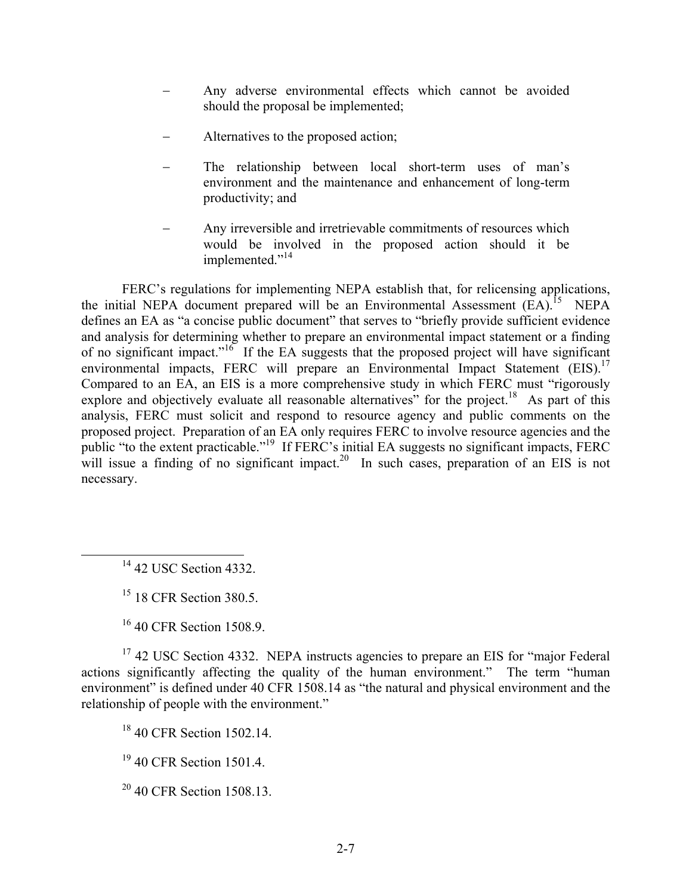- Any adverse environmental effects which cannot be avoided should the proposal be implemented;

- Alternatives to the proposed action;

- The relationship between local short-term uses of man's environment and the maintenance and enhancement of long-term productivity; and

- Any irreversible and irretrievable commitments of resources which would be involved in the proposed action should it be implemented."[14]

FERC's regulations for implementing NEPA establish that, for relicensing applications, the initial NEPA document prepared will be an Environmental Assessment (EA).[15] NEPA defines an EA as "a concise public document" that serves to "briefly provide sufficient evidence and analysis for determining whether to prepare an environmental impact statement or a finding of no significant impact."[16] If the EA suggests that the proposed project will have significant environmental impacts, FERC will prepare an Environmental Impact Statement (EIS).[17] Compared to an EA, an EIS is a more comprehensive study in which FERC must "rigorously explore and objectively evaluate all reasonable alternatives" for the project.[18] As part of this analysis, FERC must solicit and respond to resource agency and public comments on the proposed project. Preparation of an EA only requires FERC to involve resource agencies and the public "to the extent practicable."[19] If FERC's initial EA suggests no significant impacts, FERC will issue a finding of no significant impact.[20] In such cases, preparation of an EIS is not necessary.

---

[14] 42 USC Section 4332.

[15] 18 CFR Section 380.5.

[16] 40 CFR Section 1508.9.

[17] 42 USC Section 4332. NEPA instructs agencies to prepare an EIS for "major Federal actions significantly affecting the quality of the human environment." The term "human environment" is defined under 40 CFR 1508.14 as "the natural and physical environment and the relationship of people with the environment."

[18] 40 CFR Section 1502.14.

[19] 40 CFR Section 1501.4.

[20] 40 CFR Section 1508.13.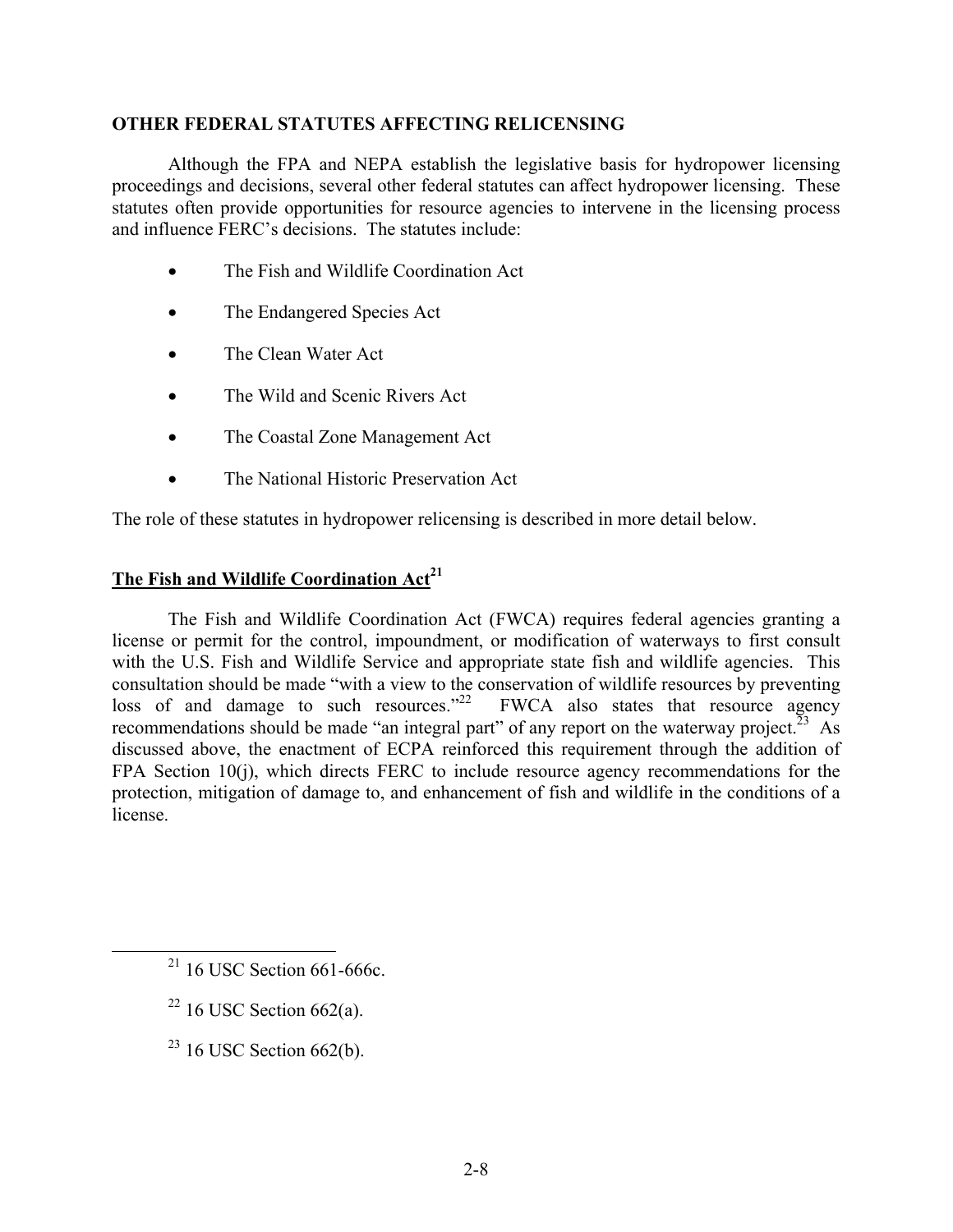## OTHER FEDERAL STATUTES AFFECTING RELICENSING

Although the FPA and NEPA establish the legislative basis for hydropower licensing proceedings and decisions, several other federal statutes can affect hydropower licensing. These statutes often provide opportunities for resource agencies to intervene in the licensing process and influence FERC's decisions. The statutes include:

- The Fish and Wildlife Coordination Act
- The Endangered Species Act
- The Clean Water Act
- The Wild and Scenic Rivers Act
- The Coastal Zone Management Act
- The National Historic Preservation Act

The role of these statutes in hydropower relicensing is described in more detail below.

### The Fish and Wildlife Coordination Act[21]

The Fish and Wildlife Coordination Act (FWCA) requires federal agencies granting a license or permit for the control, impoundment, or modification of waterways to first consult with the U.S. Fish and Wildlife Service and appropriate state fish and wildlife agencies. This consultation should be made "with a view to the conservation of wildlife resources by preventing loss of and damage to such resources."[22] FWCA also states that resource agency recommendations should be made "an integral part" of any report on the waterway project.[23] As discussed above, the enactment of ECPA reinforced this requirement through the addition of FPA Section 10(j), which directs FERC to include resource agency recommendations for the protection, mitigation of damage to, and enhancement of fish and wildlife in the conditions of a license.

---

[21] 16 USC Section 661-666c.

[22] 16 USC Section 662(a).

[23] 16 USC Section 662(b).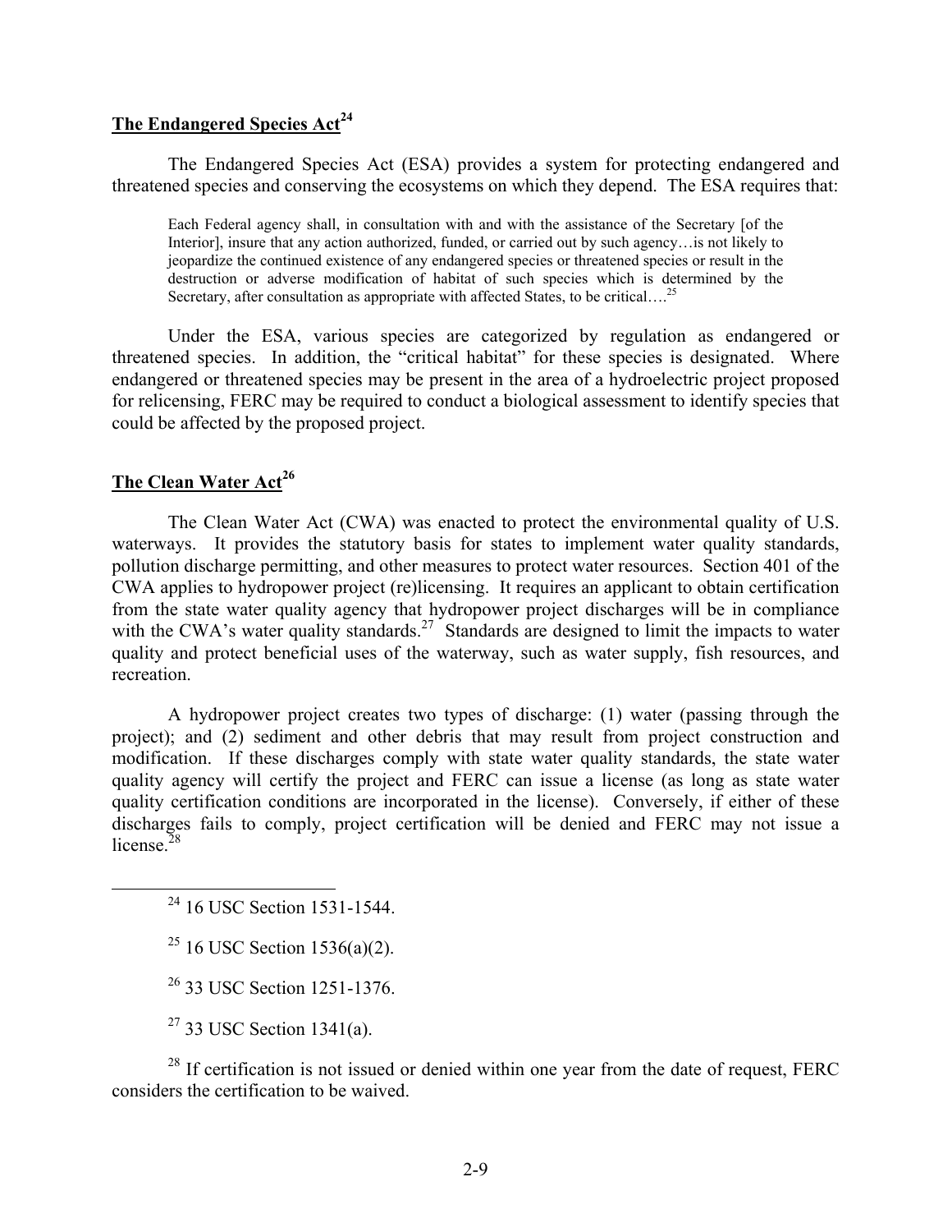## The Endangered Species Act[24]

The Endangered Species Act (ESA) provides a system for protecting endangered and threatened species and conserving the ecosystems on which they depend. The ESA requires that:

> Each Federal agency shall, in consultation with and with the assistance of the Secretary [of the Interior], insure that any action authorized, funded, or carried out by such agency…is not likely to jeopardize the continued existence of any endangered species or threatened species or result in the destruction or adverse modification of habitat of such species which is determined by the Secretary, after consultation as appropriate with affected States, to be critical….[25]

Under the ESA, various species are categorized by regulation as endangered or threatened species. In addition, the "critical habitat" for these species is designated. Where endangered or threatened species may be present in the area of a hydroelectric project proposed for relicensing, FERC may be required to conduct a biological assessment to identify species that could be affected by the proposed project.

## The Clean Water Act[26]

The Clean Water Act (CWA) was enacted to protect the environmental quality of U.S. waterways. It provides the statutory basis for states to implement water quality standards, pollution discharge permitting, and other measures to protect water resources. Section 401 of the CWA applies to hydropower project (re)licensing. It requires an applicant to obtain certification from the state water quality agency that hydropower project discharges will be in compliance with the CWA's water quality standards.[27] Standards are designed to limit the impacts to water quality and protect beneficial uses of the waterway, such as water supply, fish resources, and recreation.

A hydropower project creates two types of discharge: (1) water (passing through the project); and (2) sediment and other debris that may result from project construction and modification. If these discharges comply with state water quality standards, the state water quality agency will certify the project and FERC can issue a license (as long as state water quality certification conditions are incorporated in the license). Conversely, if either of these discharges fails to comply, project certification will be denied and FERC may not issue a license.[28]

---

[24] 16 USC Section 1531-1544.

[25] 16 USC Section 1536(a)(2).

[26] 33 USC Section 1251-1376.

[27] 33 USC Section 1341(a).

[28] If certification is not issued or denied within one year from the date of request, FERC considers the certification to be waived.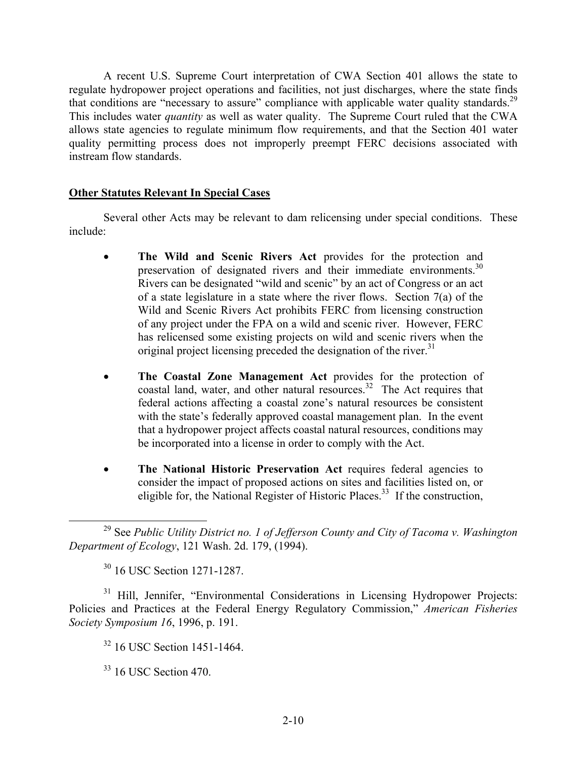A recent U.S. Supreme Court interpretation of CWA Section 401 allows the state to regulate hydropower project operations and facilities, not just discharges, where the state finds that conditions are "necessary to assure" compliance with applicable water quality standards.[29] This includes water *quantity* as well as water quality. The Supreme Court ruled that the CWA allows state agencies to regulate minimum flow requirements, and that the Section 401 water quality permitting process does not improperly preempt FERC decisions associated with instream flow standards.

**Other Statutes Relevant In Special Cases**

Several other Acts may be relevant to dam relicensing under special conditions. These include:

- **The Wild and Scenic Rivers Act** provides for the protection and preservation of designated rivers and their immediate environments.[30] Rivers can be designated "wild and scenic" by an act of Congress or an act of a state legislature in a state where the river flows. Section 7(a) of the Wild and Scenic Rivers Act prohibits FERC from licensing construction of any project under the FPA on a wild and scenic river. However, FERC has relicensed some existing projects on wild and scenic rivers when the original project licensing preceded the designation of the river.[31]

- **The Coastal Zone Management Act** provides for the protection of coastal land, water, and other natural resources.[32] The Act requires that federal actions affecting a coastal zone's natural resources be consistent with the state's federally approved coastal management plan. In the event that a hydropower project affects coastal natural resources, conditions may be incorporated into a license in order to comply with the Act.

- **The National Historic Preservation Act** requires federal agencies to consider the impact of proposed actions on sites and facilities listed on, or eligible for, the National Register of Historic Places.[33] If the construction,

---

[29] See *Public Utility District no. 1 of Jefferson County and City of Tacoma v. Washington Department of Ecology*, 121 Wash. 2d. 179, (1994).

[30] 16 USC Section 1271-1287.

[31] Hill, Jennifer, "Environmental Considerations in Licensing Hydropower Projects: Policies and Practices at the Federal Energy Regulatory Commission," *American Fisheries Society Symposium 16*, 1996, p. 191.

[32] 16 USC Section 1451-1464.

[33] 16 USC Section 470.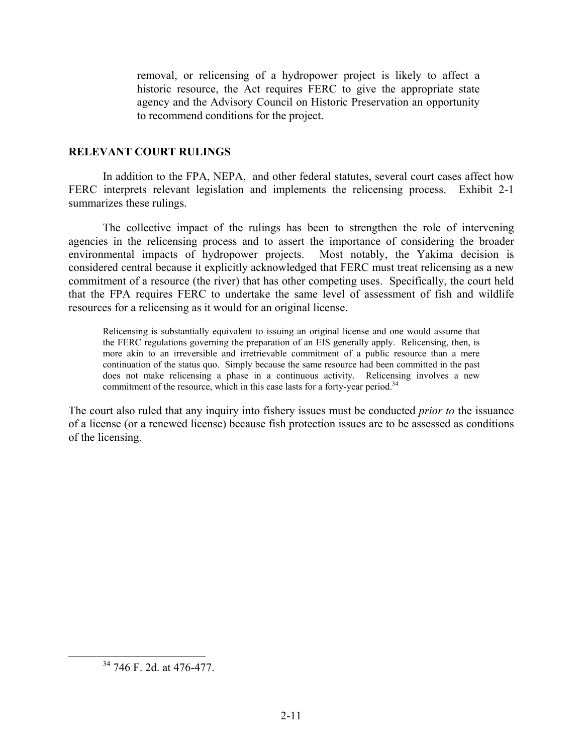removal, or relicensing of a hydropower project is likely to affect a historic resource, the Act requires FERC to give the appropriate state agency and the Advisory Council on Historic Preservation an opportunity to recommend conditions for the project.

## RELEVANT COURT RULINGS

In addition to the FPA, NEPA, and other federal statutes, several court cases affect how FERC interprets relevant legislation and implements the relicensing process. Exhibit 2-1 summarizes these rulings.

The collective impact of the rulings has been to strengthen the role of intervening agencies in the relicensing process and to assert the importance of considering the broader environmental impacts of hydropower projects. Most notably, the Yakima decision is considered central because it explicitly acknowledged that FERC must treat relicensing as a new commitment of a resource (the river) that has other competing uses. Specifically, the court held that the FPA requires FERC to undertake the same level of assessment of fish and wildlife resources for a relicensing as it would for an original license.

> Relicensing is substantially equivalent to issuing an original license and one would assume that the FERC regulations governing the preparation of an EIS generally apply. Relicensing, then, is more akin to an irreversible and irretrievable commitment of a public resource than a mere continuation of the status quo. Simply because the same resource had been committed in the past does not make relicensing a phase in a continuous activity. Relicensing involves a new commitment of the resource, which in this case lasts for a forty-year period.[34]

The court also ruled that any inquiry into fishery issues must be conducted *prior to* the issuance of a license (or a renewed license) because fish protection issues are to be assessed as conditions of the licensing.

[34] 746 F. 2d. at 476-477.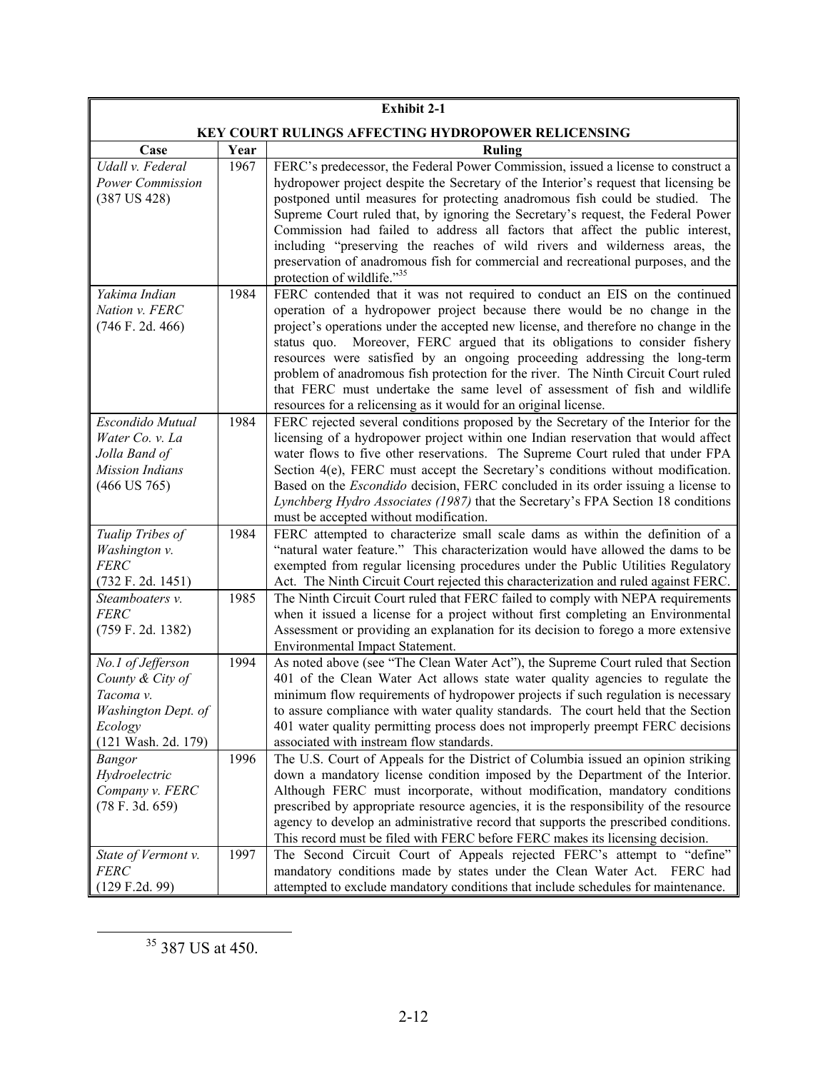**Exhibit 2-1**

**KEY COURT RULINGS AFFECTING HYDROPOWER RELICENSING**

| Case | Year | Ruling |
|---|---|---|
| *Udall v. Federal Power Commission* (387 US 428) | 1967 | FERC's predecessor, the Federal Power Commission, issued a license to construct a hydropower project despite the Secretary of the Interior's request that licensing be postponed until measures for protecting anadromous fish could be studied. The Supreme Court ruled that, by ignoring the Secretary's request, the Federal Power Commission had failed to address all factors that affect the public interest, including "preserving the reaches of wild rivers and wilderness areas, the preservation of anadromous fish for commercial and recreational purposes, and the protection of wildlife."[35] |
| *Yakima Indian Nation v. FERC* (746 F. 2d. 466) | 1984 | FERC contended that it was not required to conduct an EIS on the continued operation of a hydropower project because there would be no change in the project's operations under the accepted new license, and therefore no change in the status quo. Moreover, FERC argued that its obligations to consider fishery resources were satisfied by an ongoing proceeding addressing the long-term problem of anadromous fish protection for the river. The Ninth Circuit Court ruled that FERC must undertake the same level of assessment of fish and wildlife resources for a relicensing as it would for an original license. |
| *Escondido Mutual Water Co. v. La Jolla Band of Mission Indians* (466 US 765) | 1984 | FERC rejected several conditions proposed by the Secretary of the Interior for the licensing of a hydropower project within one Indian reservation that would affect water flows to five other reservations. The Supreme Court ruled that under FPA Section 4(e), FERC must accept the Secretary's conditions without modification. Based on the *Escondido* decision, FERC concluded in its order issuing a license to *Lynchberg Hydro Associates (1987)* that the Secretary's FPA Section 18 conditions must be accepted without modification. |
| *Tualip Tribes of Washington v. FERC* (732 F. 2d. 1451) | 1984 | FERC attempted to characterize small scale dams as within the definition of a "natural water feature." This characterization would have allowed the dams to be exempted from regular licensing procedures under the Public Utilities Regulatory Act. The Ninth Circuit Court rejected this characterization and ruled against FERC. |
| *Steamboaters v. FERC* (759 F. 2d. 1382) | 1985 | The Ninth Circuit Court ruled that FERC failed to comply with NEPA requirements when it issued a license for a project without first completing an Environmental Assessment or providing an explanation for its decision to forego a more extensive Environmental Impact Statement. |
| *No.1 of Jefferson County & City of Tacoma v. Washington Dept. of Ecology* (121 Wash. 2d. 179) | 1994 | As noted above (see "The Clean Water Act"), the Supreme Court ruled that Section 401 of the Clean Water Act allows state water quality agencies to regulate the minimum flow requirements of hydropower projects if such regulation is necessary to assure compliance with water quality standards. The court held that the Section 401 water quality permitting process does not improperly preempt FERC decisions associated with instream flow standards. |
| *Bangor Hydroelectric Company v. FERC* (78 F. 3d. 659) | 1996 | The U.S. Court of Appeals for the District of Columbia issued an opinion striking down a mandatory license condition imposed by the Department of the Interior. Although FERC must incorporate, without modification, mandatory conditions prescribed by appropriate resource agencies, it is the responsibility of the resource agency to develop an administrative record that supports the prescribed conditions. This record must be filed with FERC before FERC makes its licensing decision. |
| *State of Vermont v. FERC* (129 F.2d. 99) | 1997 | The Second Circuit Court of Appeals rejected FERC's attempt to "define" mandatory conditions made by states under the Clean Water Act. FERC had attempted to exclude mandatory conditions that include schedules for maintenance. |

[35] 387 US at 450.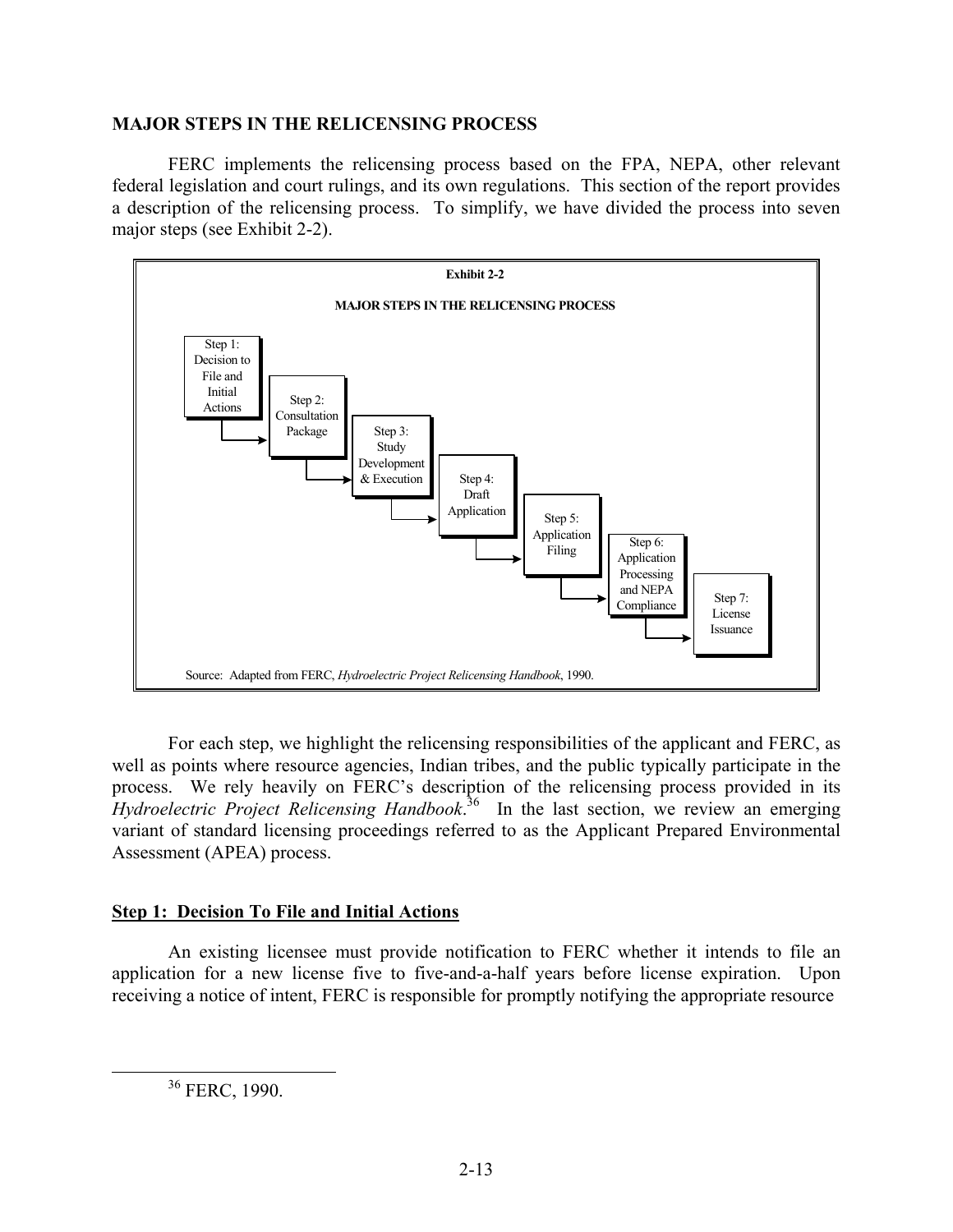## MAJOR STEPS IN THE RELICENSING PROCESS

FERC implements the relicensing process based on the FPA, NEPA, other relevant federal legislation and court rulings, and its own regulations. This section of the report provides a description of the relicensing process. To simplify, we have divided the process into seven major steps (see Exhibit 2-2).

**Exhibit 2-2**

**MAJOR STEPS IN THE RELICENSING PROCESS**

Step 1: Decision to File and Initial Actions → Step 2: Consultation Package → Step 3: Study Development & Execution → Step 4: Draft Application → Step 5: Application Filing → Step 6: Application Processing and NEPA Compliance → Step 7: License Issuance

Source: Adapted from FERC, *Hydroelectric Project Relicensing Handbook*, 1990.

For each step, we highlight the relicensing responsibilities of the applicant and FERC, as well as points where resource agencies, Indian tribes, and the public typically participate in the process. We rely heavily on FERC's description of the relicensing process provided in its *Hydroelectric Project Relicensing Handbook*.[36] In the last section, we review an emerging variant of standard licensing proceedings referred to as the Applicant Prepared Environmental Assessment (APEA) process.

### Step 1: Decision To File and Initial Actions

An existing licensee must provide notification to FERC whether it intends to file an application for a new license five to five-and-a-half years before license expiration. Upon receiving a notice of intent, FERC is responsible for promptly notifying the appropriate resource

[36] FERC, 1990.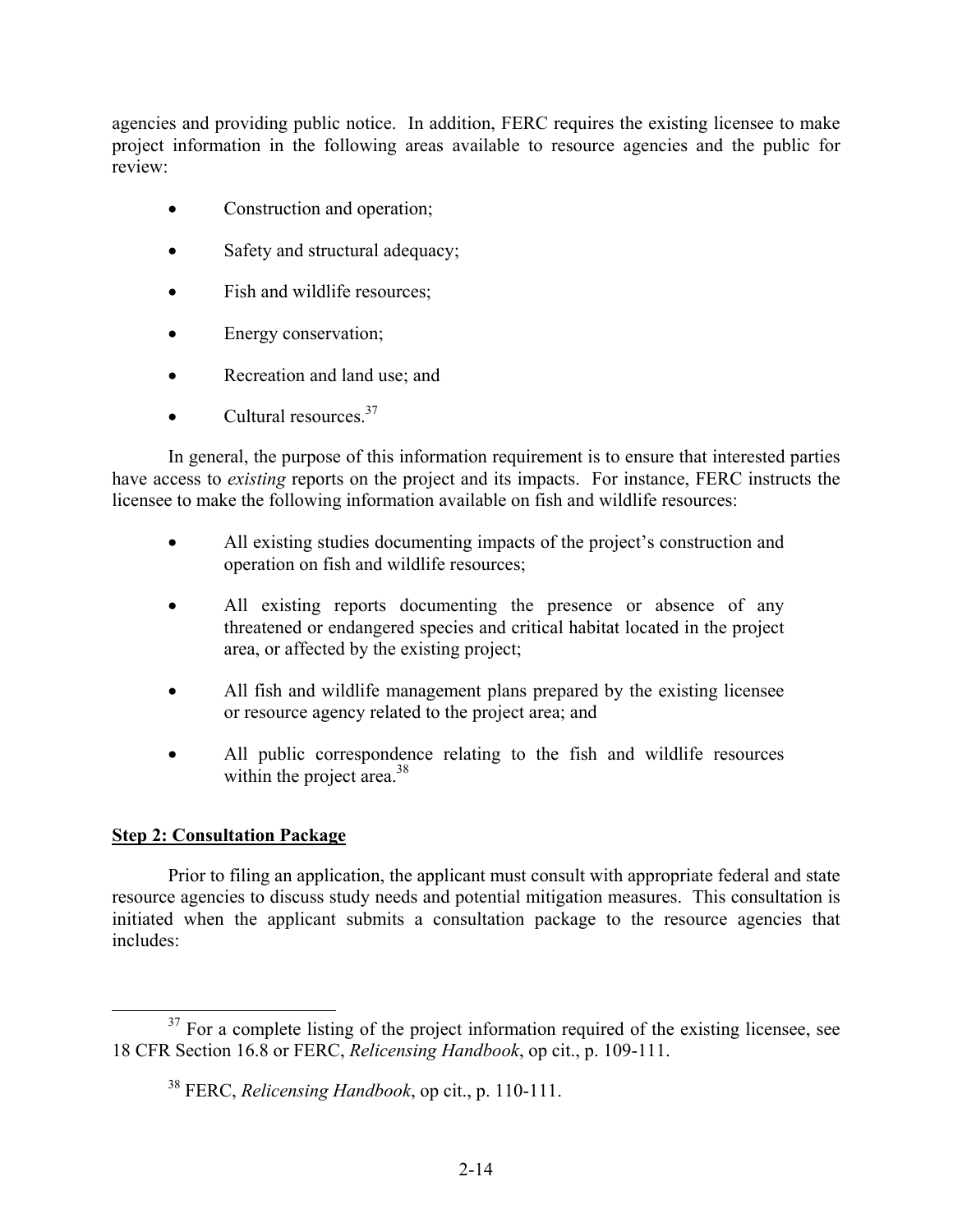agencies and providing public notice. In addition, FERC requires the existing licensee to make project information in the following areas available to resource agencies and the public for review:

- Construction and operation;
- Safety and structural adequacy;
- Fish and wildlife resources;
- Energy conservation;
- Recreation and land use; and
- Cultural resources.[37]

In general, the purpose of this information requirement is to ensure that interested parties have access to *existing* reports on the project and its impacts. For instance, FERC instructs the licensee to make the following information available on fish and wildlife resources:

- All existing studies documenting impacts of the project's construction and operation on fish and wildlife resources;
- All existing reports documenting the presence or absence of any threatened or endangered species and critical habitat located in the project area, or affected by the existing project;
- All fish and wildlife management plans prepared by the existing licensee or resource agency related to the project area; and
- All public correspondence relating to the fish and wildlife resources within the project area.[38]

**Step 2: Consultation Package**

Prior to filing an application, the applicant must consult with appropriate federal and state resource agencies to discuss study needs and potential mitigation measures. This consultation is initiated when the applicant submits a consultation package to the resource agencies that includes:

---

[37] For a complete listing of the project information required of the existing licensee, see 18 CFR Section 16.8 or FERC, *Relicensing Handbook*, op cit., p. 109-111.

[38] FERC, *Relicensing Handbook*, op cit., p. 110-111.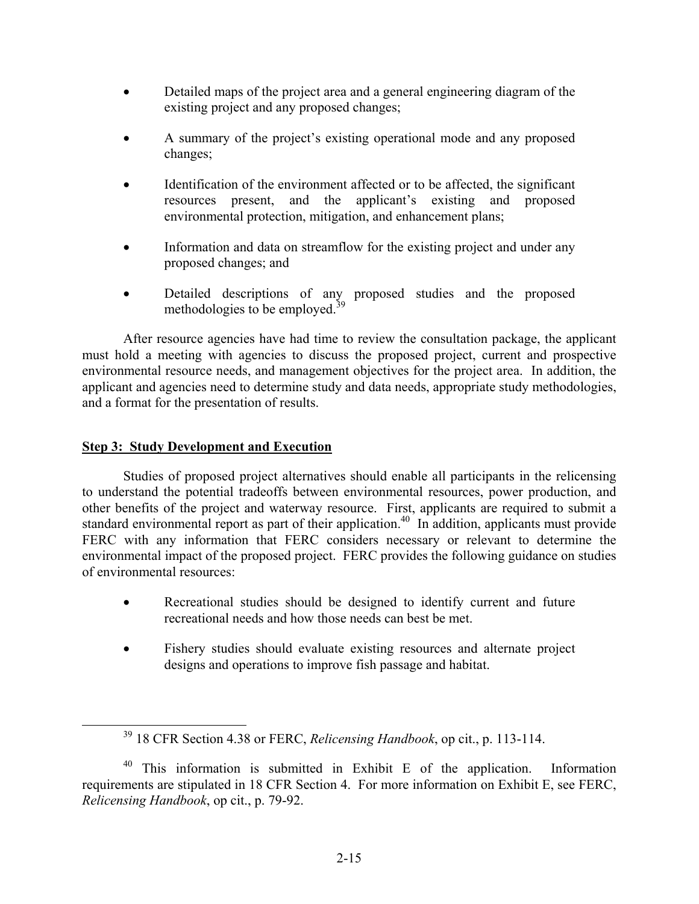- Detailed maps of the project area and a general engineering diagram of the existing project and any proposed changes;
- A summary of the project's existing operational mode and any proposed changes;
- Identification of the environment affected or to be affected, the significant resources present, and the applicant's existing and proposed environmental protection, mitigation, and enhancement plans;
- Information and data on streamflow for the existing project and under any proposed changes; and
- Detailed descriptions of any proposed studies and the proposed methodologies to be employed.[39]

After resource agencies have had time to review the consultation package, the applicant must hold a meeting with agencies to discuss the proposed project, current and prospective environmental resource needs, and management objectives for the project area. In addition, the applicant and agencies need to determine study and data needs, appropriate study methodologies, and a format for the presentation of results.

**Step 3: Study Development and Execution**

Studies of proposed project alternatives should enable all participants in the relicensing to understand the potential tradeoffs between environmental resources, power production, and other benefits of the project and waterway resource. First, applicants are required to submit a standard environmental report as part of their application.[40] In addition, applicants must provide FERC with any information that FERC considers necessary or relevant to determine the environmental impact of the proposed project. FERC provides the following guidance on studies of environmental resources:

- Recreational studies should be designed to identify current and future recreational needs and how those needs can best be met.
- Fishery studies should evaluate existing resources and alternate project designs and operations to improve fish passage and habitat.

[39] 18 CFR Section 4.38 or FERC, *Relicensing Handbook*, op cit., p. 113-114.

[40] This information is submitted in Exhibit E of the application. Information requirements are stipulated in 18 CFR Section 4. For more information on Exhibit E, see FERC, *Relicensing Handbook*, op cit., p. 79-92.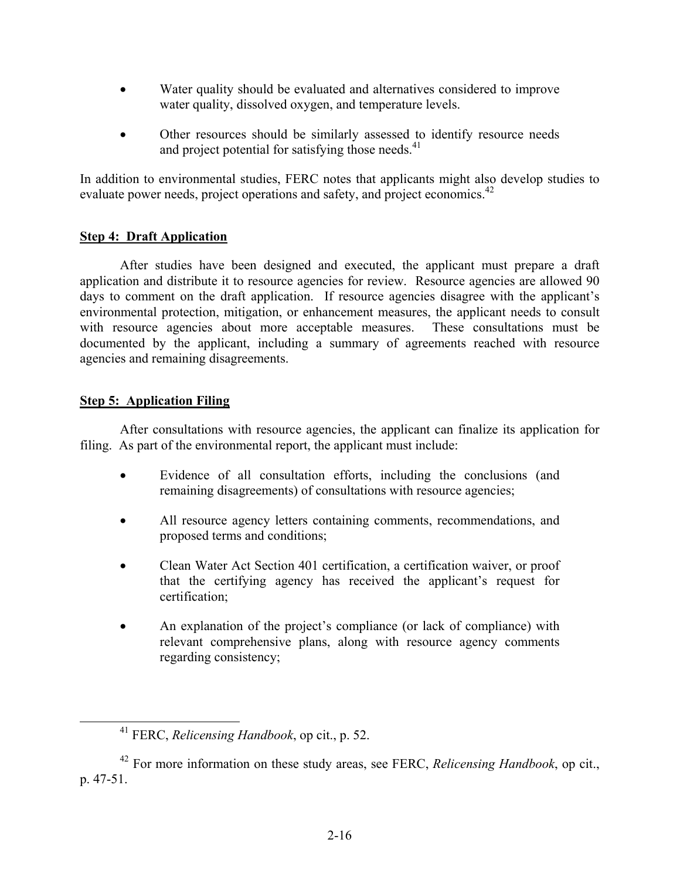- Water quality should be evaluated and alternatives considered to improve water quality, dissolved oxygen, and temperature levels.

- Other resources should be similarly assessed to identify resource needs and project potential for satisfying those needs.[41]

In addition to environmental studies, FERC notes that applicants might also develop studies to evaluate power needs, project operations and safety, and project economics.[42]

**Step 4: Draft Application**

After studies have been designed and executed, the applicant must prepare a draft application and distribute it to resource agencies for review. Resource agencies are allowed 90 days to comment on the draft application. If resource agencies disagree with the applicant's environmental protection, mitigation, or enhancement measures, the applicant needs to consult with resource agencies about more acceptable measures. These consultations must be documented by the applicant, including a summary of agreements reached with resource agencies and remaining disagreements.

**Step 5: Application Filing**

After consultations with resource agencies, the applicant can finalize its application for filing. As part of the environmental report, the applicant must include:

- Evidence of all consultation efforts, including the conclusions (and remaining disagreements) of consultations with resource agencies;

- All resource agency letters containing comments, recommendations, and proposed terms and conditions;

- Clean Water Act Section 401 certification, a certification waiver, or proof that the certifying agency has received the applicant's request for certification;

- An explanation of the project's compliance (or lack of compliance) with relevant comprehensive plans, along with resource agency comments regarding consistency;

---

[41] FERC, *Relicensing Handbook*, op cit., p. 52.

[42] For more information on these study areas, see FERC, *Relicensing Handbook*, op cit., p. 47-51.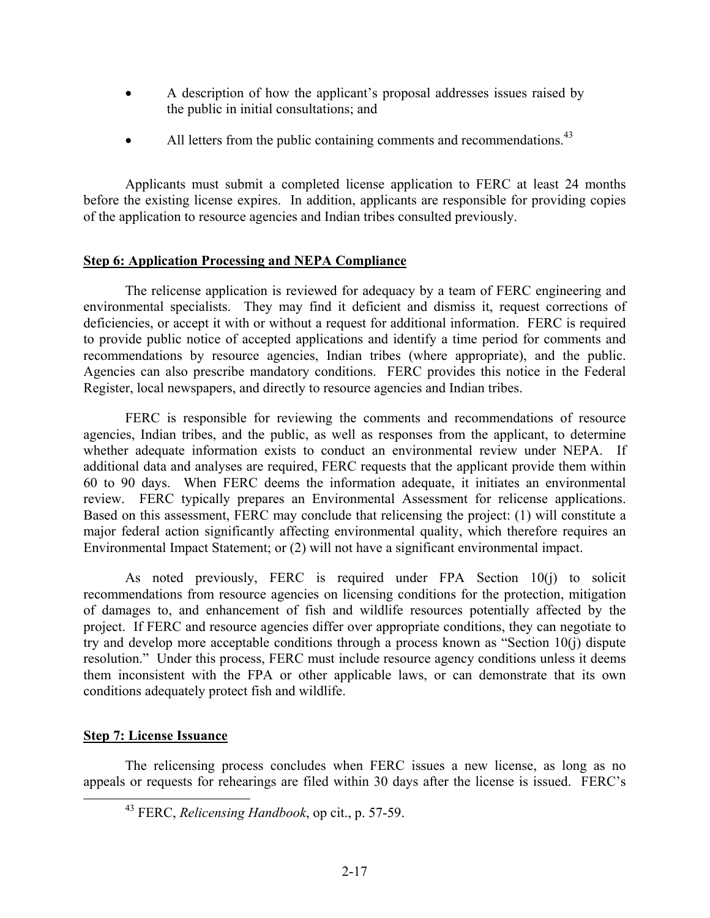- A description of how the applicant's proposal addresses issues raised by the public in initial consultations; and
- All letters from the public containing comments and recommendations.[43]

Applicants must submit a completed license application to FERC at least 24 months before the existing license expires. In addition, applicants are responsible for providing copies of the application to resource agencies and Indian tribes consulted previously.

**Step 6: Application Processing and NEPA Compliance**

The relicense application is reviewed for adequacy by a team of FERC engineering and environmental specialists. They may find it deficient and dismiss it, request corrections of deficiencies, or accept it with or without a request for additional information. FERC is required to provide public notice of accepted applications and identify a time period for comments and recommendations by resource agencies, Indian tribes (where appropriate), and the public. Agencies can also prescribe mandatory conditions. FERC provides this notice in the Federal Register, local newspapers, and directly to resource agencies and Indian tribes.

FERC is responsible for reviewing the comments and recommendations of resource agencies, Indian tribes, and the public, as well as responses from the applicant, to determine whether adequate information exists to conduct an environmental review under NEPA. If additional data and analyses are required, FERC requests that the applicant provide them within 60 to 90 days. When FERC deems the information adequate, it initiates an environmental review. FERC typically prepares an Environmental Assessment for relicense applications. Based on this assessment, FERC may conclude that relicensing the project: (1) will constitute a major federal action significantly affecting environmental quality, which therefore requires an Environmental Impact Statement; or (2) will not have a significant environmental impact.

As noted previously, FERC is required under FPA Section 10(j) to solicit recommendations from resource agencies on licensing conditions for the protection, mitigation of damages to, and enhancement of fish and wildlife resources potentially affected by the project. If FERC and resource agencies differ over appropriate conditions, they can negotiate to try and develop more acceptable conditions through a process known as "Section 10(j) dispute resolution." Under this process, FERC must include resource agency conditions unless it deems them inconsistent with the FPA or other applicable laws, or can demonstrate that its own conditions adequately protect fish and wildlife.

**Step 7: License Issuance**

The relicensing process concludes when FERC issues a new license, as long as no appeals or requests for rehearings are filed within 30 days after the license is issued. FERC's

[43] FERC, *Relicensing Handbook*, op cit., p. 57-59.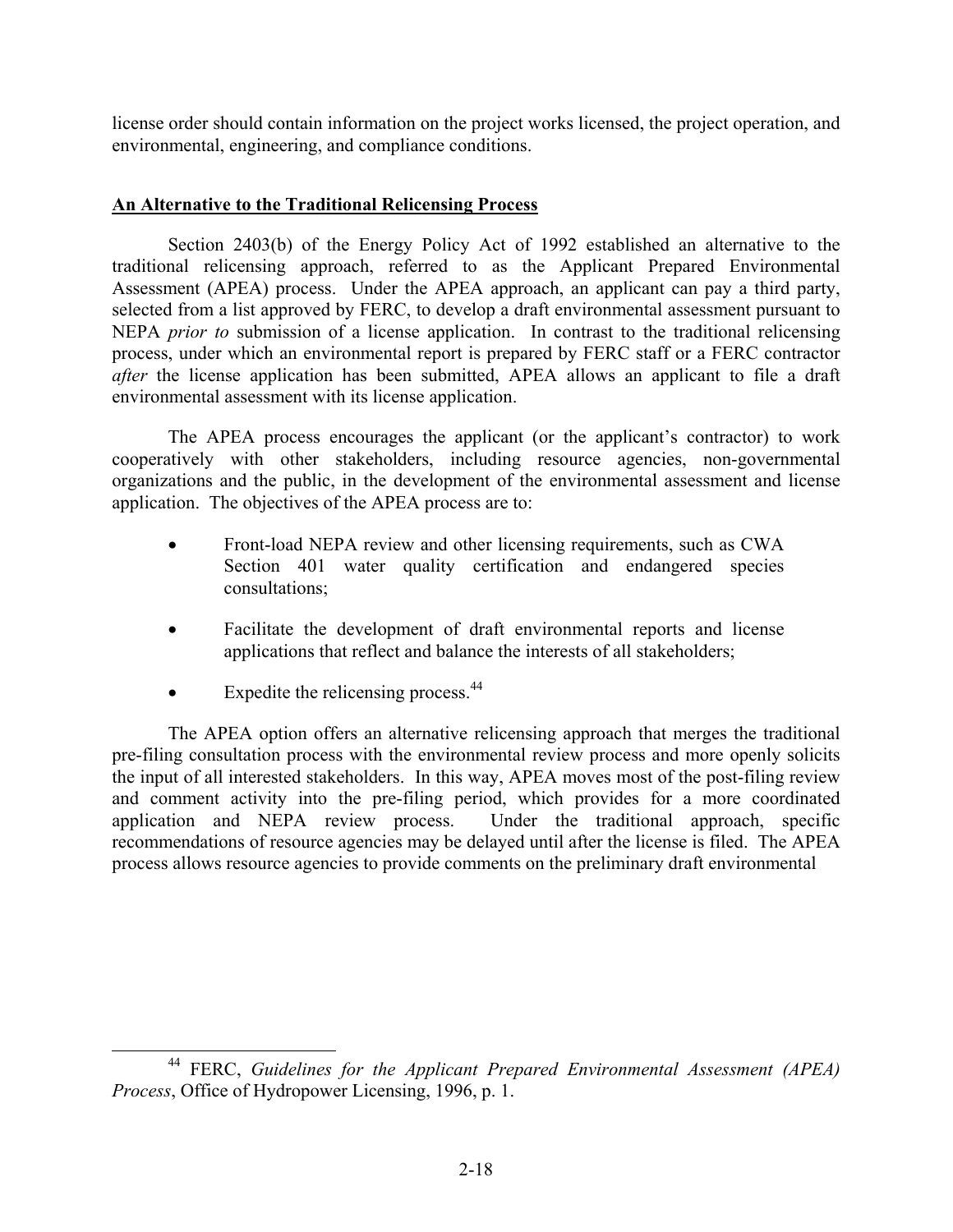license order should contain information on the project works licensed, the project operation, and environmental, engineering, and compliance conditions.

## An Alternative to the Traditional Relicensing Process

Section 2403(b) of the Energy Policy Act of 1992 established an alternative to the traditional relicensing approach, referred to as the Applicant Prepared Environmental Assessment (APEA) process. Under the APEA approach, an applicant can pay a third party, selected from a list approved by FERC, to develop a draft environmental assessment pursuant to NEPA *prior to* submission of a license application. In contrast to the traditional relicensing process, under which an environmental report is prepared by FERC staff or a FERC contractor *after* the license application has been submitted, APEA allows an applicant to file a draft environmental assessment with its license application.

The APEA process encourages the applicant (or the applicant's contractor) to work cooperatively with other stakeholders, including resource agencies, non-governmental organizations and the public, in the development of the environmental assessment and license application. The objectives of the APEA process are to:

- Front-load NEPA review and other licensing requirements, such as CWA Section 401 water quality certification and endangered species consultations;
- Facilitate the development of draft environmental reports and license applications that reflect and balance the interests of all stakeholders;
- Expedite the relicensing process.[44]

The APEA option offers an alternative relicensing approach that merges the traditional pre-filing consultation process with the environmental review process and more openly solicits the input of all interested stakeholders. In this way, APEA moves most of the post-filing review and comment activity into the pre-filing period, which provides for a more coordinated application and NEPA review process. Under the traditional approach, specific recommendations of resource agencies may be delayed until after the license is filed. The APEA process allows resource agencies to provide comments on the preliminary draft environmental

---

[44] FERC, *Guidelines for the Applicant Prepared Environmental Assessment (APEA) Process*, Office of Hydropower Licensing, 1996, p. 1.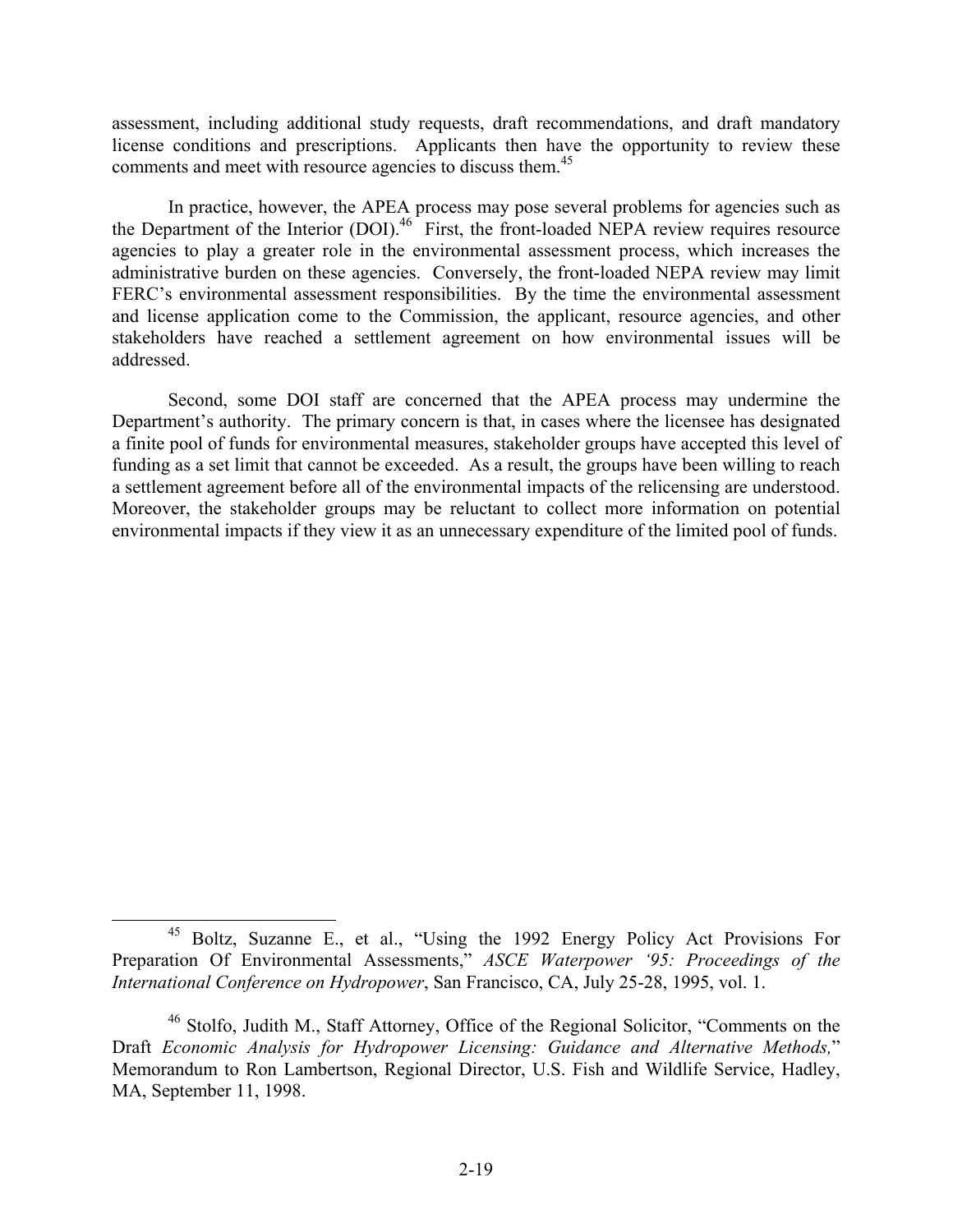assessment, including additional study requests, draft recommendations, and draft mandatory license conditions and prescriptions. Applicants then have the opportunity to review these comments and meet with resource agencies to discuss them.[45]

In practice, however, the APEA process may pose several problems for agencies such as the Department of the Interior (DOI).[46] First, the front-loaded NEPA review requires resource agencies to play a greater role in the environmental assessment process, which increases the administrative burden on these agencies. Conversely, the front-loaded NEPA review may limit FERC's environmental assessment responsibilities. By the time the environmental assessment and license application come to the Commission, the applicant, resource agencies, and other stakeholders have reached a settlement agreement on how environmental issues will be addressed.

Second, some DOI staff are concerned that the APEA process may undermine the Department's authority. The primary concern is that, in cases where the licensee has designated a finite pool of funds for environmental measures, stakeholder groups have accepted this level of funding as a set limit that cannot be exceeded. As a result, the groups have been willing to reach a settlement agreement before all of the environmental impacts of the relicensing are understood. Moreover, the stakeholder groups may be reluctant to collect more information on potential environmental impacts if they view it as an unnecessary expenditure of the limited pool of funds.

---

[45] Boltz, Suzanne E., et al., "Using the 1992 Energy Policy Act Provisions For Preparation Of Environmental Assessments," *ASCE Waterpower '95: Proceedings of the International Conference on Hydropower*, San Francisco, CA, July 25-28, 1995, vol. 1.

[46] Stolfo, Judith M., Staff Attorney, Office of the Regional Solicitor, "Comments on the Draft *Economic Analysis for Hydropower Licensing: Guidance and Alternative Methods,*" Memorandum to Ron Lambertson, Regional Director, U.S. Fish and Wildlife Service, Hadley, MA, September 11, 1998.